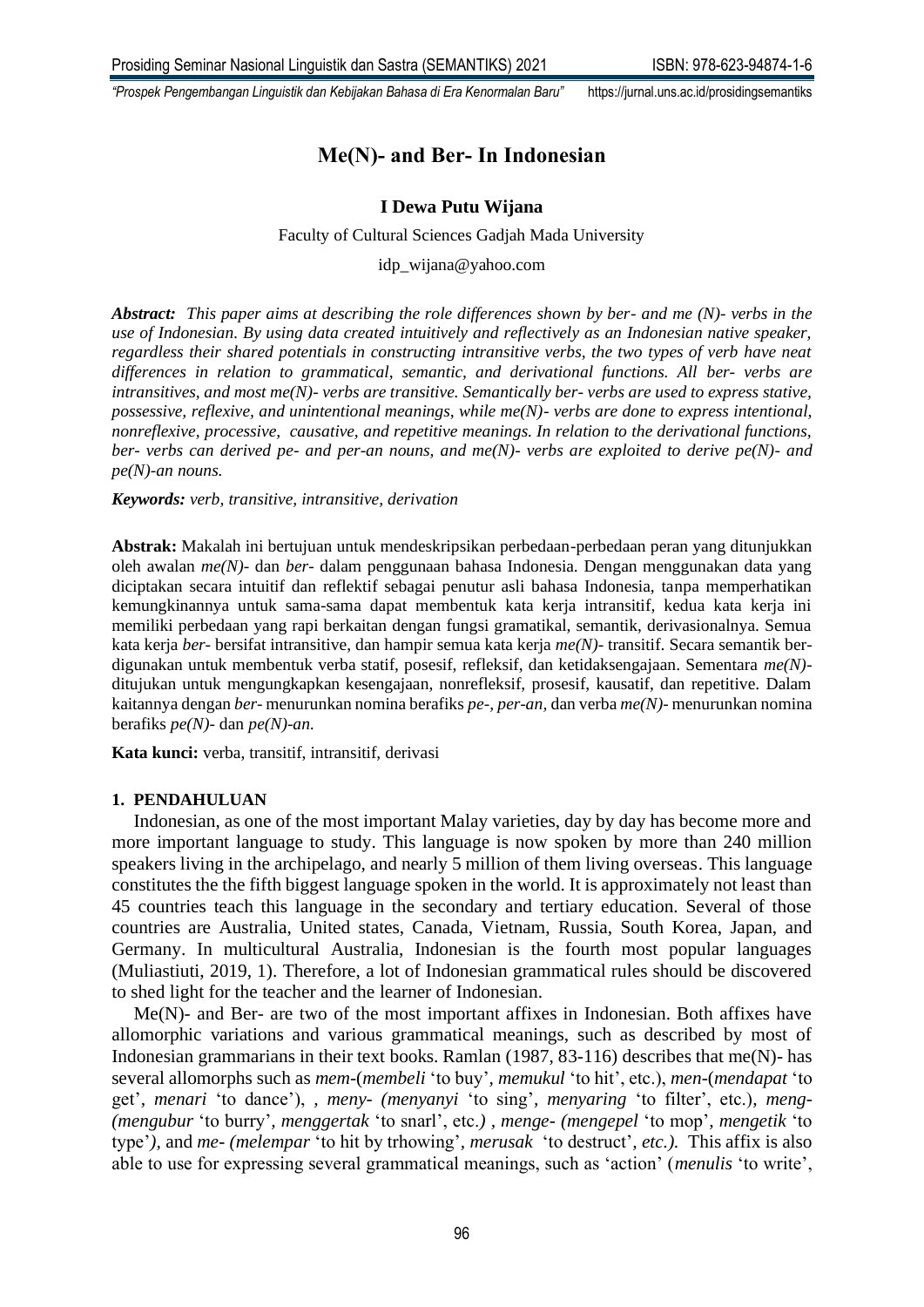# Me(N)- and Ber- In Indonesian

**I Dewa Putu Wijana**

Faculty of Cultural Sciences Gadjah Mada University

idp_wijana@yahoo.com

***Abstract:*** *This paper aims at describing the role differences shown by ber- and me (N)- verbs in the use of Indonesian. By using data created intuitively and reflectively as an Indonesian native speaker, regardless their shared potentials in constructing intransitive verbs, the two types of verb have neat differences in relation to grammatical, semantic, and derivational functions. All ber- verbs are intransitives, and most me(N)- verbs are transitive. Semantically ber- verbs are used to express stative, possessive, reflexive, and unintentional meanings, while me(N)- verbs are done to express intentional, nonreflexive, processive, causative, and repetitive meanings. In relation to the derivational functions, ber- verbs can derived pe- and per-an nouns, and me(N)- verbs are exploited to derive pe(N)- and pe(N)-an nouns.*

***Keywords:*** *verb, transitive, intransitive, derivation*

**Abstrak:** Makalah ini bertujuan untuk mendeskripsikan perbedaan-perbedaan peran yang ditunjukkan oleh awalan *me(N)-* dan *ber-* dalam penggunaan bahasa Indonesia. Dengan menggunakan data yang diciptakan secara intuitif dan reflektif sebagai penutur asli bahasa Indonesia, tanpa memperhatikan kemungkinannya untuk sama-sama dapat membentuk kata kerja intransitif, kedua kata kerja ini memiliki perbedaan yang rapi berkaitan dengan fungsi gramatikal, semantik, derivasionalnya. Semua kata kerja *ber-* bersifat intransitive, dan hampir semua kata kerja *me(N)-* transitif. Secara semantik ber-digunakan untuk membentuk verba statif, posesif, refleksif, dan ketidaksengajaan. Sementara *me(N)-* ditujukan untuk mengungkapkan kesengajaan, nonrefleksif, prosesif, kausatif, dan repetitive. Dalam kaitannya dengan *ber-* menurunkan nomina berafiks *pe-, per-an,* dan verba *me(N)-* menurunkan nomina berafiks *pe(N)-* dan *pe(N)-an.*

**Kata kunci:** verba, transitif, intransitif, derivasi

## 1. PENDAHULUAN

Indonesian, as one of the most important Malay varieties, day by day has become more and more important language to study. This language is now spoken by more than 240 million speakers living in the archipelago, and nearly 5 million of them living overseas. This language constitutes the the fifth biggest language spoken in the world. It is approximately not least than 45 countries teach this language in the secondary and tertiary education. Several of those countries are Australia, United states, Canada, Vietnam, Russia, South Korea, Japan, and Germany. In multicultural Australia, Indonesian is the fourth most popular languages (Muliastiuti, 2019, 1). Therefore, a lot of Indonesian grammatical rules should be discovered to shed light for the teacher and the learner of Indonesian.

Me(N)- and Ber- are two of the most important affixes in Indonesian. Both affixes have allomorphic variations and various grammatical meanings, such as described by most of Indonesian grammarians in their text books. Ramlan (1987, 83-116) describes that me(N)- has several allomorphs such as *mem-*(*membeli* 'to buy', *memukul* 'to hit', etc.), *men-*(*mendapat* 'to get', *menari* 'to dance'), , *meny- (menyanyi* 'to sing', *menyaring* 'to filter', etc.), *meng- (mengubur* 'to burry', *menggertak* 'to snarl', etc.*)* , *menge- (mengepel* 'to mop', *mengetik* 'to type'*)*, and *me- (melempar* 'to hit by trhowing', *merusak* 'to destruct', *etc.).* This affix is also able to use for expressing several grammatical meanings, such as 'action' (*menulis* 'to write',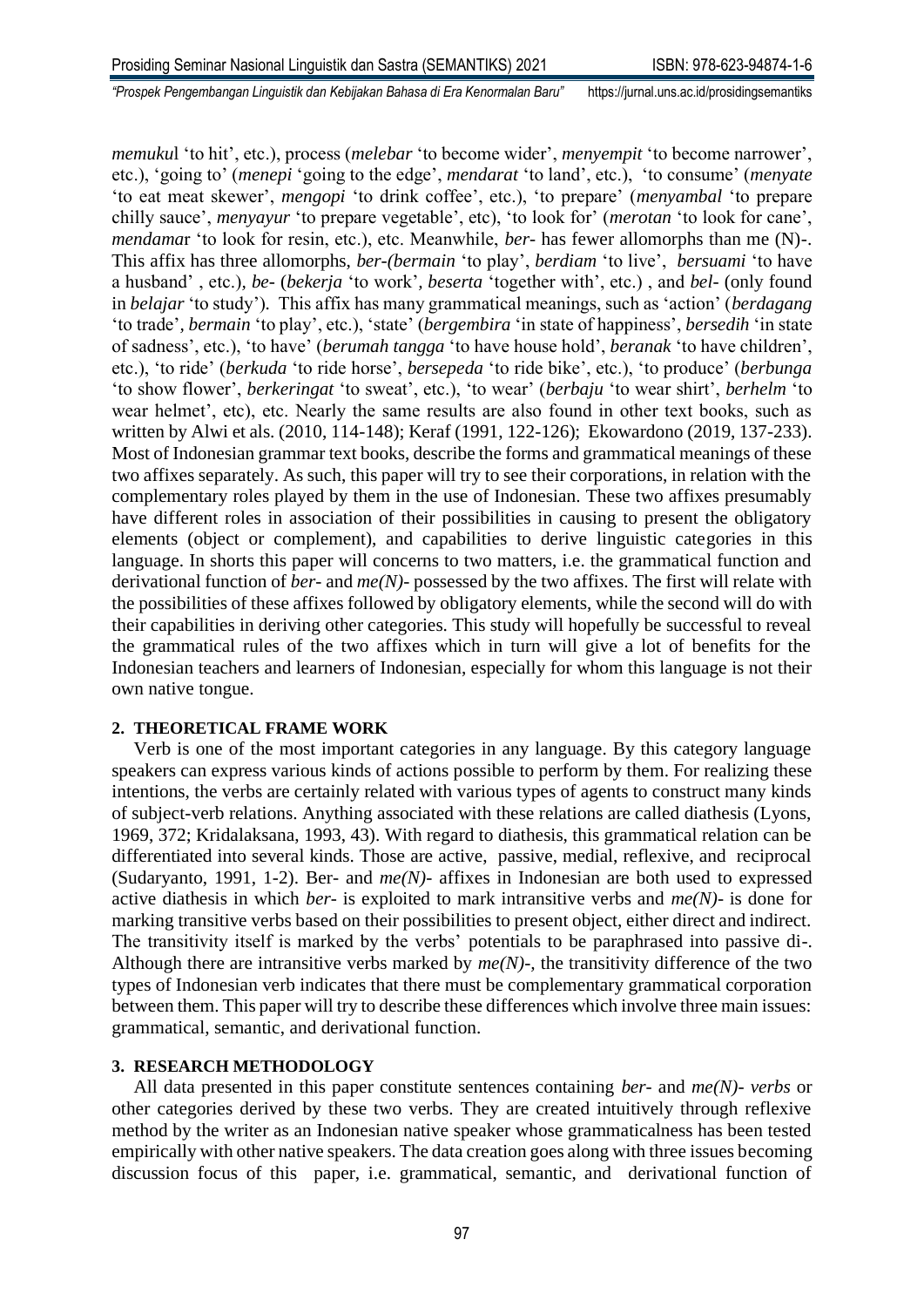*memukul* 'to hit', etc.), process (*melebar* 'to become wider', *menyempit* 'to become narrower', etc.), 'going to' (*menepi* 'going to the edge', *mendarat* 'to land', etc.), 'to consume' (*menyate* 'to eat meat skewer', *mengopi* 'to drink coffee', etc.), 'to prepare' (*menyambal* 'to prepare chilly sauce', *menyayur* 'to prepare vegetable', etc), 'to look for' (*merotan* 'to look for cane', *mendamar* 'to look for resin, etc.), etc. Meanwhile, *ber-* has fewer allomorphs than me (N)-. This affix has three allomorphs, *ber-(bermain* 'to play', *berdiam* 'to live', *bersuami* 'to have a husband' , etc.), *be-* (*bekerja* 'to work', *beserta* 'together with', etc.) , and *bel-* (only found in *belajar* 'to study'). This affix has many grammatical meanings, such as 'action' (*berdagang* 'to trade', *bermain* 'to play', etc.), 'state' (*bergembira* 'in state of happiness', *bersedih* 'in state of sadness', etc.), 'to have' (*berumah tangga* 'to have house hold', *beranak* 'to have children', etc.), 'to ride' (*berkuda* 'to ride horse', *bersepeda* 'to ride bike', etc.), 'to produce' (*berbunga* 'to show flower', *berkeringat* 'to sweat', etc.), 'to wear' (*berbaju* 'to wear shirt', *berhelm* 'to wear helmet', etc), etc. Nearly the same results are also found in other text books, such as written by Alwi et als. (2010, 114-148); Keraf (1991, 122-126); Ekowardono (2019, 137-233). Most of Indonesian grammar text books, describe the forms and grammatical meanings of these two affixes separately. As such, this paper will try to see their corporations, in relation with the complementary roles played by them in the use of Indonesian. These two affixes presumably have different roles in association of their possibilities in causing to present the obligatory elements (object or complement), and capabilities to derive linguistic categories in this language. In shorts this paper will concerns to two matters, i.e. the grammatical function and derivational function of *ber-* and *me(N)-* possessed by the two affixes. The first will relate with the possibilities of these affixes followed by obligatory elements, while the second will do with their capabilities in deriving other categories. This study will hopefully be successful to reveal the grammatical rules of the two affixes which in turn will give a lot of benefits for the Indonesian teachers and learners of Indonesian, especially for whom this language is not their own native tongue.

## 2. THEORETICAL FRAME WORK

Verb is one of the most important categories in any language. By this category language speakers can express various kinds of actions possible to perform by them. For realizing these intentions, the verbs are certainly related with various types of agents to construct many kinds of subject-verb relations. Anything associated with these relations are called diathesis (Lyons, 1969, 372; Kridalaksana, 1993, 43). With regard to diathesis, this grammatical relation can be differentiated into several kinds. Those are active, passive, medial, reflexive, and reciprocal (Sudaryanto, 1991, 1-2). Ber- and *me(N)-* affixes in Indonesian are both used to expressed active diathesis in which *ber-* is exploited to mark intransitive verbs and *me(N)-* is done for marking transitive verbs based on their possibilities to present object, either direct and indirect. The transitivity itself is marked by the verbs' potentials to be paraphrased into passive di-. Although there are intransitive verbs marked by *me(N)-*, the transitivity difference of the two types of Indonesian verb indicates that there must be complementary grammatical corporation between them. This paper will try to describe these differences which involve three main issues: grammatical, semantic, and derivational function.

## 3. RESEARCH METHODOLOGY

All data presented in this paper constitute sentences containing *ber-* and *me(N)- verbs* or other categories derived by these two verbs. They are created intuitively through reflexive method by the writer as an Indonesian native speaker whose grammaticalness has been tested empirically with other native speakers. The data creation goes along with three issues becoming discussion focus of this paper, i.e. grammatical, semantic, and derivational function of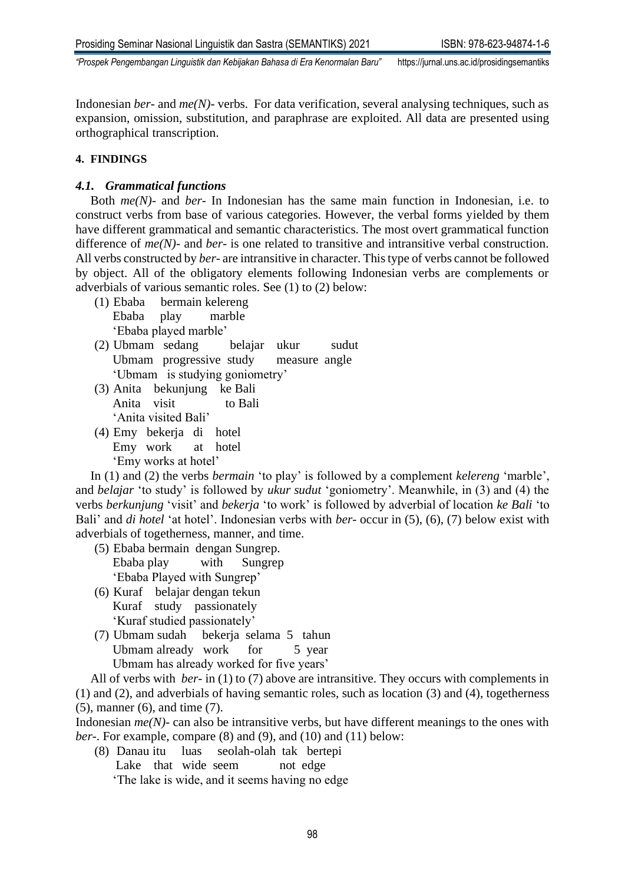Indonesian *ber-* and *me(N)-* verbs. For data verification, several analysing techniques, such as expansion, omission, substitution, and paraphrase are exploited. All data are presented using orthographical transcription.

## 4. FINDINGS

### *4.1. Grammatical functions*

Both *me(N)-* and *ber-* In Indonesian has the same main function in Indonesian, i.e. to construct verbs from base of various categories. However, the verbal forms yielded by them have different grammatical and semantic characteristics. The most overt grammatical function difference of *me(N)-* and *ber-* is one related to transitive and intransitive verbal construction. All verbs constructed by *ber-* are intransitive in character. This type of verbs cannot be followed by object. All of the obligatory elements following Indonesian verbs are complements or adverbials of various semantic roles. See (1) to (2) below:

(1) Ebaba bermain kelereng  
Ebaba play marble  
'Ebaba played marble'

(2) Ubmam sedang belajar ukur sudut  
Ubmam progressive study measure angle  
'Ubmam is studying goniometry'

(3) Anita bekunjung ke Bali  
Anita visit to Bali  
'Anita visited Bali'

(4) Emy bekerja di hotel  
Emy work at hotel  
'Emy works at hotel'

In (1) and (2) the verbs *bermain* 'to play' is followed by a complement *kelereng* 'marble', and *belajar* 'to study' is followed by *ukur sudut* 'goniometry'. Meanwhile, in (3) and (4) the verbs *berkunjung* 'visit' and *bekerja* 'to work' is followed by adverbial of location *ke Bali* 'to Bali' and *di hotel* 'at hotel'. Indonesian verbs with *ber-* occur in (5), (6), (7) below exist with adverbials of togetherness, manner, and time.

(5) Ebaba bermain dengan Sungrep.  
Ebaba play with Sungrep  
'Ebaba Played with Sungrep'

(6) Kuraf belajar dengan tekun  
Kuraf study passionately  
'Kuraf studied passionately'

(7) Ubmam sudah bekerja selama 5 tahun  
Ubmam already work for 5 year  
Ubmam has already worked for five years'

All of verbs with *ber-* in (1) to (7) above are intransitive. They occurs with complements in (1) and (2), and adverbials of having semantic roles, such as location (3) and (4), togetherness (5), manner (6), and time (7).

Indonesian *me(N)-* can also be intransitive verbs, but have different meanings to the ones with *ber-*. For example, compare (8) and (9), and (10) and (11) below:

(8) Danau itu luas seolah-olah tak bertepi  
Lake that wide seem not edge  
'The lake is wide, and it seems having no edge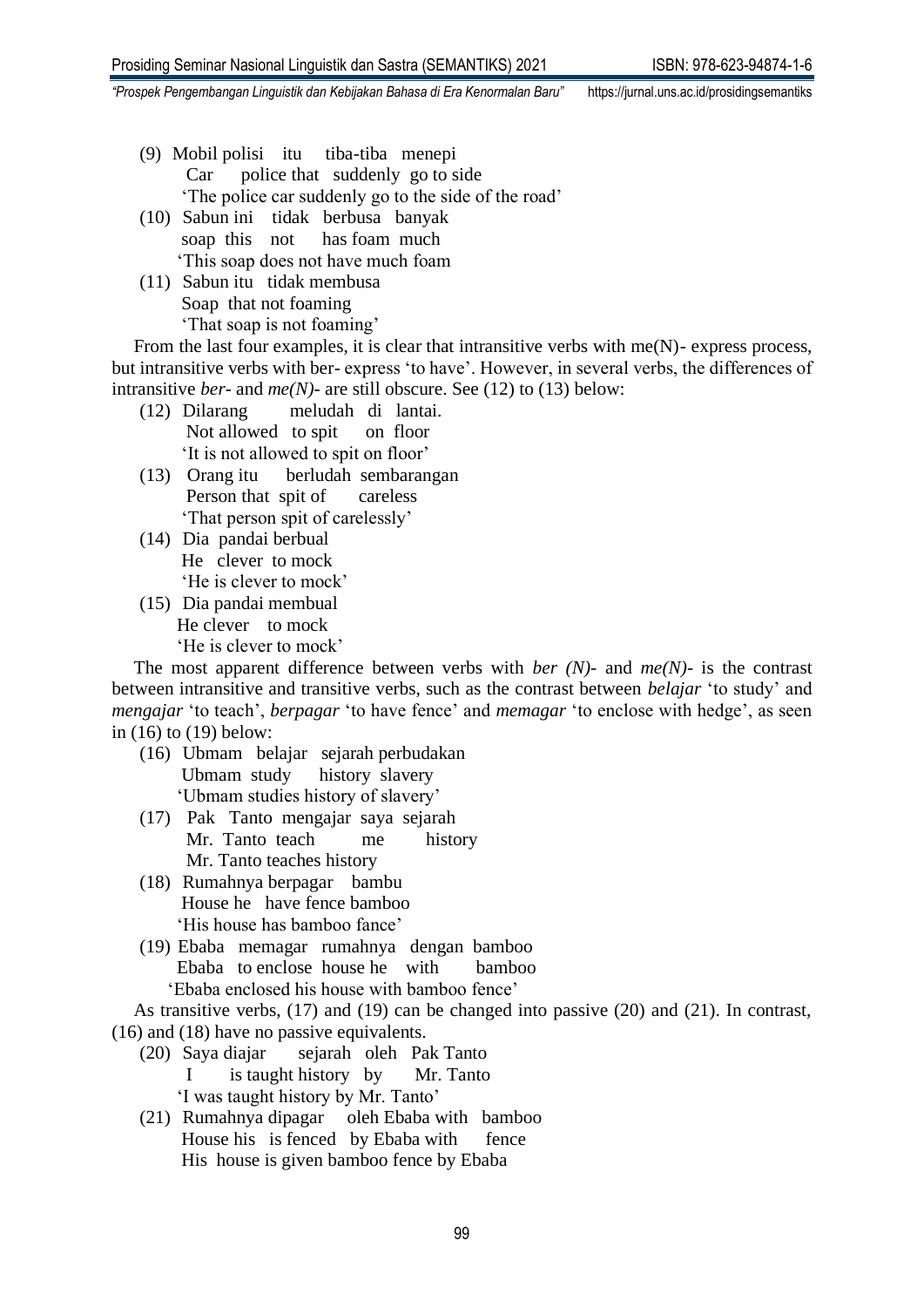(9) Mobil polisi itu tiba-tiba menepi
    Car police that suddenly go to side
    'The police car suddenly go to the side of the road'

(10) Sabun ini tidak berbusa banyak
    soap this not has foam much
    'This soap does not have much foam

(11) Sabun itu tidak membusa
    Soap that not foaming
    'That soap is not foaming'

From the last four examples, it is clear that intransitive verbs with me(N)- express process, but intransitive verbs with ber- express 'to have'. However, in several verbs, the differences of intransitive *ber-* and *me(N)-* are still obscure. See (12) to (13) below:

(12) Dilarang meludah di lantai.
    Not allowed to spit on floor
    'It is not allowed to spit on floor'

(13) Orang itu berludah sembarangan
    Person that spit of careless
    'That person spit of carelessly'

(14) Dia pandai berbual
    He clever to mock
    'He is clever to mock'

(15) Dia pandai membual
    He clever to mock
    'He is clever to mock'

The most apparent difference between verbs with *ber (N)-* and *me(N)-* is the contrast between intransitive and transitive verbs, such as the contrast between *belajar* 'to study' and *mengajar* 'to teach', *berpagar* 'to have fence' and *memagar* 'to enclose with hedge', as seen in (16) to (19) below:

(16) Ubmam belajar sejarah perbudakan
    Ubmam study history slavery
    'Ubmam studies history of slavery'

(17) Pak Tanto mengajar saya sejarah
    Mr. Tanto teach me history
    Mr. Tanto teaches history

(18) Rumahnya berpagar bambu
    House he have fence bamboo
    'His house has bamboo fance'

(19) Ebaba memagar rumahnya dengan bamboo
    Ebaba to enclose house he with bamboo
    'Ebaba enclosed his house with bamboo fence'

As transitive verbs, (17) and (19) can be changed into passive (20) and (21). In contrast, (16) and (18) have no passive equivalents.

(20) Saya diajar sejarah oleh Pak Tanto
    I is taught history by Mr. Tanto
    'I was taught history by Mr. Tanto'

(21) Rumahnya dipagar oleh Ebaba with bamboo
    House his is fenced by Ebaba with fence
    His house is given bamboo fence by Ebaba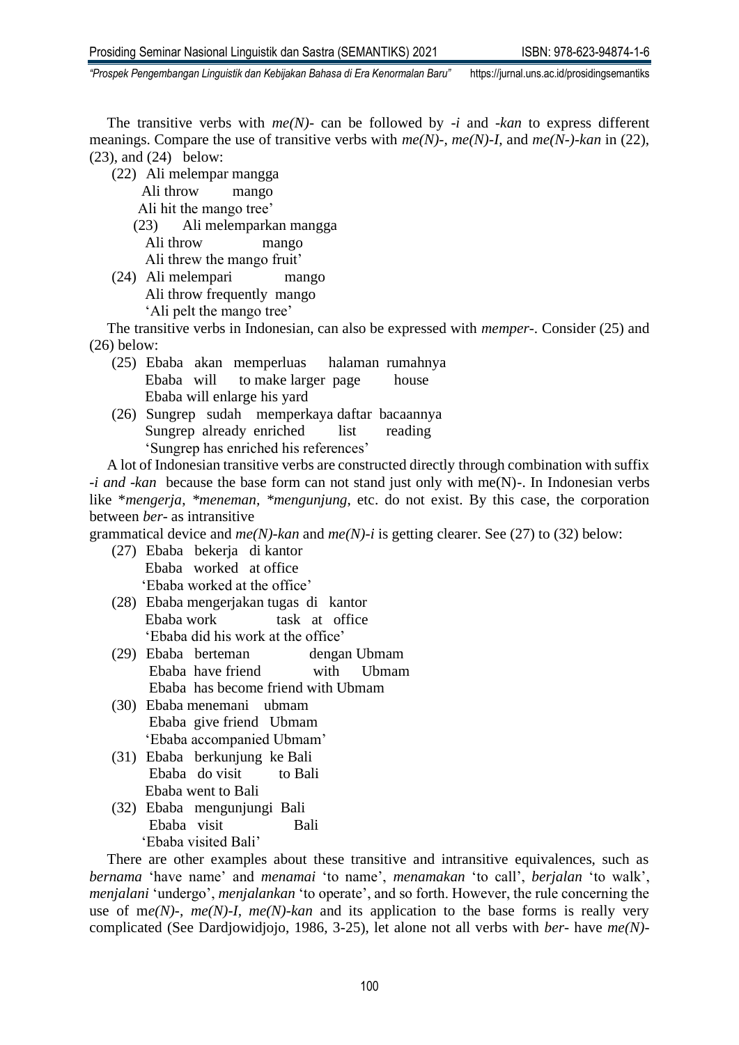The transitive verbs with *me(N)-* can be followed by *-i* and *-kan* to express different meanings. Compare the use of transitive verbs with *me(N)-*, *me(N)-I*, and *me(N-)-kan* in (22), (23), and (24) below:

(22) Ali melempar mangga
Ali throw mango
Ali hit the mango tree'

(23) Ali melemparkan mangga
Ali throw mango
Ali threw the mango fruit'

(24) Ali melempari mango
Ali throw frequently mango
'Ali pelt the mango tree'

The transitive verbs in Indonesian, can also be expressed with *memper-*. Consider (25) and (26) below:

(25) Ebaba akan memperluas halaman rumahnya
Ebaba will to make larger page house
Ebaba will enlarge his yard

(26) Sungrep sudah memperkaya daftar bacaannya
Sungrep already enriched list reading
'Sungrep has enriched his references'

A lot of Indonesian transitive verbs are constructed directly through combination with suffix *-i and -kan* because the base form can not stand just only with me(N)-. In Indonesian verbs like \**mengerja*, \**meneman*, \**mengunjung*, etc. do not exist. By this case, the corporation between *ber-* as intransitive
grammatical device and *me(N)-kan* and *me(N)-i* is getting clearer. See (27) to (32) below:

(27) Ebaba bekerja di kantor
Ebaba worked at office
'Ebaba worked at the office'

(28) Ebaba mengerjakan tugas di kantor
Ebaba work task at office
'Ebaba did his work at the office'

(29) Ebaba berteman dengan Ubmam
Ebaba have friend with Ubmam
Ebaba has become friend with Ubmam

(30) Ebaba menemani ubmam
Ebaba give friend Ubmam
'Ebaba accompanied Ubmam'

(31) Ebaba berkunjung ke Bali
Ebaba do visit to Bali
Ebaba went to Bali

(32) Ebaba mengunjungi Bali
Ebaba visit Bali
'Ebaba visited Bali'

There are other examples about these transitive and intransitive equivalences, such as *bernama* 'have name' and *menamai* 'to name', *menamakan* 'to call', *berjalan* 'to walk', *menjalani* 'undergo', *menjalankan* 'to operate', and so forth. However, the rule concerning the use of m*e(N)-*, *me(N)-I*, *me(N)-kan* and its application to the base forms is really very complicated (See Dardjowidjojo, 1986, 3-25), let alone not all verbs with *ber-* have *me(N)-*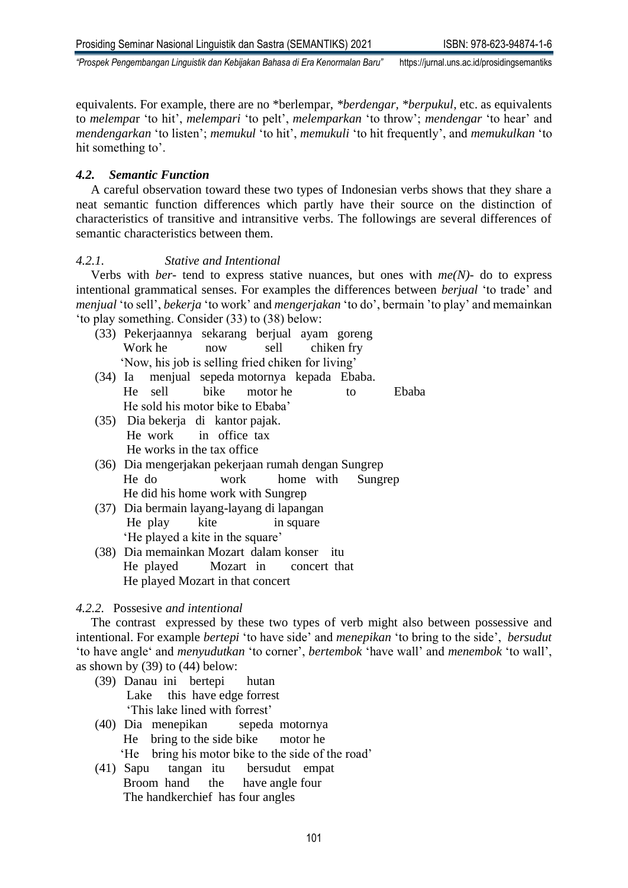equivalents. For example, there are no *berlempar, **berdengar*, **berpukul*, etc. as equivalents to *melempa*r 'to hit', *melempari* 'to pelt', *melemparkan* 'to throw'; *mendengar* 'to hear' and *mendengarkan* 'to listen'; *memukul* 'to hit', *memukuli* 'to hit frequently', and *memukulkan* 'to hit something to'.

### *4.2. Semantic Function*

A careful observation toward these two types of Indonesian verbs shows that they share a neat semantic function differences which partly have their source on the distinction of characteristics of transitive and intransitive verbs. The followings are several differences of semantic characteristics between them.

#### *4.2.1. Stative and Intentional*

Verbs with *ber-* tend to express stative nuances, but ones with *me(N)-* do to express intentional grammatical senses. For examples the differences between *berjual* 'to trade' and *menjual* 'to sell', *bekerja* 'to work' and *mengerjakan* 'to do', bermain 'to play' and memainkan 'to play something. Consider (33) to (38) below:

(33) Pekerjaannya sekarang berjual ayam goreng
Work he now sell chiken fry
'Now, his job is selling fried chiken for living'

(34) Ia menjual sepeda motornya kepada Ebaba.
He sell bike motor he to Ebaba
He sold his motor bike to Ebaba'

(35) Dia bekerja di kantor pajak.
He work in office tax
He works in the tax office

(36) Dia mengerjakan pekerjaan rumah dengan Sungrep
He do work home with Sungrep
He did his home work with Sungrep

(37) Dia bermain layang-layang di lapangan
He play kite in square
'He played a kite in the square'

(38) Dia memainkan Mozart dalam konser itu
He played Mozart in concert that
He played Mozart in that concert

#### *4.2.2.* Possesive *and intentional*

The contrast expressed by these two types of verb might also between possessive and intentional. For example *bertepi* 'to have side' and *menepikan* 'to bring to the side', *bersudut* 'to have angle' and *menyudutkan* 'to corner', *bertembok* 'have wall' and *menembok* 'to wall', as shown by (39) to (44) below:

(39) Danau ini bertepi hutan
Lake this have edge forrest
'This lake lined with forrest'

(40) Dia menepikan sepeda motornya
He bring to the side bike motor he
'He bring his motor bike to the side of the road'

(41) Sapu tangan itu bersudut empat
Broom hand the have angle four
The handkerchief has four angles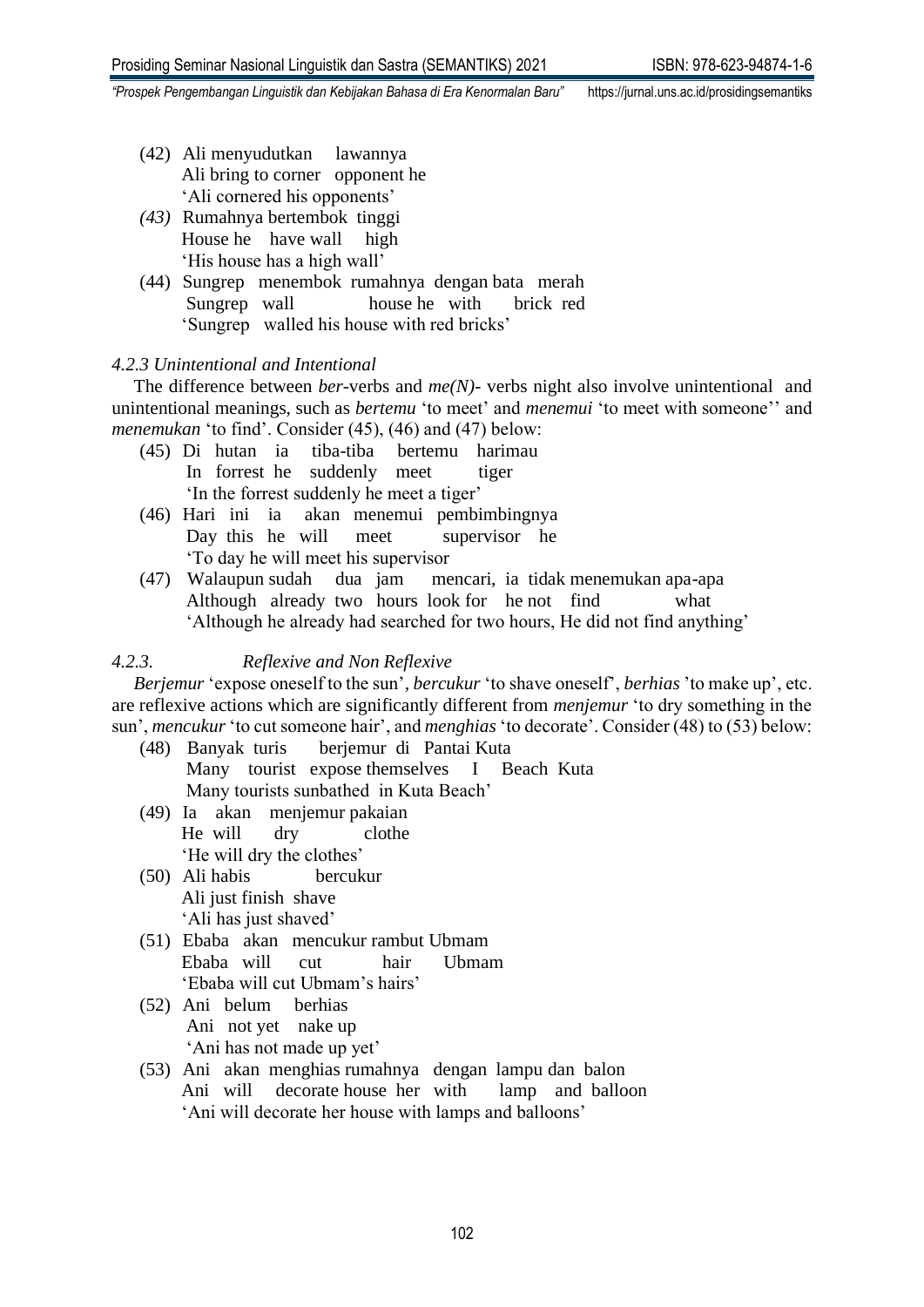(42) Ali menyudutkan lawannya
Ali bring to corner opponent he
'Ali cornered his opponents'

*(43)* Rumahnya bertembok tinggi
House he have wall high
'His house has a high wall'

(44) Sungrep menembok rumahnya dengan bata merah
Sungrep wall house he with brick red
'Sungrep walled his house with red bricks'

### *4.2.3 Unintentional and Intentional*

The difference between *ber*-verbs and *me(N)*- verbs night also involve unintentional and unintentional meanings, such as *bertemu* 'to meet' and *menemui* 'to meet with someone'' and *menemukan* 'to find'. Consider (45), (46) and (47) below:

(45) Di hutan ia tiba-tiba bertemu harimau
In forrest he suddenly meet tiger
'In the forrest suddenly he meet a tiger'

(46) Hari ini ia akan menemui pembimbingnya
Day this he will meet supervisor he
'To day he will meet his supervisor

(47) Walaupun sudah dua jam mencari, ia tidak menemukan apa-apa
Although already two hours look for he not find what
'Although he already had searched for two hours, He did not find anything'

### *4.2.3. Reflexive and Non Reflexive*

*Berjemur* 'expose oneself to the sun', *bercukur* 'to shave oneself', *berhias* 'to make up', etc. are reflexive actions which are significantly different from *menjemur* 'to dry something in the sun', *mencukur* 'to cut someone hair', and *menghias* 'to decorate'. Consider (48) to (53) below:

(48) Banyak turis berjemur di Pantai Kuta
Many tourist expose themselves I Beach Kuta
Many tourists sunbathed in Kuta Beach'

(49) Ia akan menjemur pakaian
He will dry clothe
'He will dry the clothes'

(50) Ali habis bercukur
Ali just finish shave
'Ali has just shaved'

(51) Ebaba akan mencukur rambut Ubmam
Ebaba will cut hair Ubmam
'Ebaba will cut Ubmam's hairs'

(52) Ani belum berhias
Ani not yet nake up
'Ani has not made up yet'

(53) Ani akan menghias rumahnya dengan lampu dan balon
Ani will decorate house her with lamp and balloon
'Ani will decorate her house with lamps and balloons'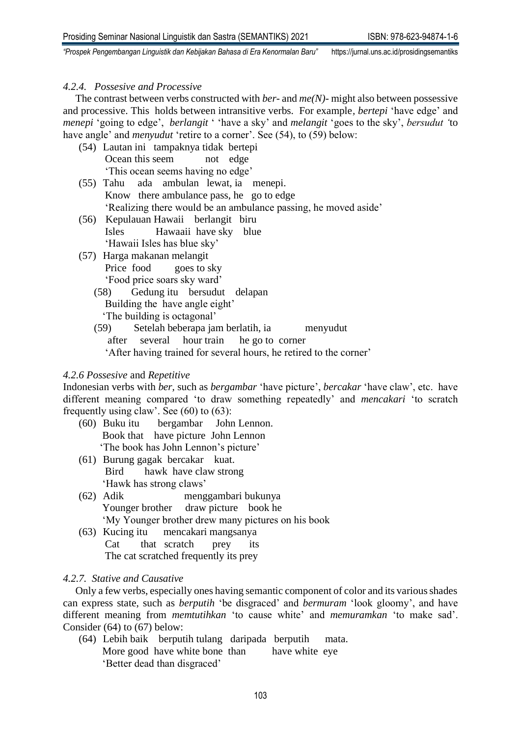### *4.2.4. Possesive and Processive*

The contrast between verbs constructed with *ber-* and *me(N)-* might also between possessive and processive. This holds between intransitive verbs. For example, *bertepi* 'have edge' and *menepi* 'going to edge', *berlangit* ' 'have a sky' and *melangit* 'goes to the sky', *bersudut '*to have angle' and *menyudut* 'retire to a corner'. See (54), to (59) below:

(54) Lautan ini tampaknya tidak bertepi
Ocean this seem not edge
'This ocean seems having no edge'

(55) Tahu ada ambulan lewat, ia menepi.
Know there ambulance pass, he go to edge
'Realizing there would be an ambulance passing, he moved aside'

(56) Kepulauan Hawaii berlangit biru
Isles Hawaaii have sky blue
'Hawaii Isles has blue sky'

(57) Harga makanan melangit
Price food goes to sky
'Food price soars sky ward'

(58) Gedung itu bersudut delapan
Building the have angle eight'
'The building is octagonal'

(59) Setelah beberapa jam berlatih, ia menyudut
after several hour train he go to corner
'After having trained for several hours, he retired to the corner'

### *4.2.6 Possesive* and *Repetitive*

Indonesian verbs with *ber,* such as *bergambar* 'have picture', *bercakar* 'have claw', etc. have different meaning compared 'to draw something repeatedly' and *mencakari* 'to scratch frequently using claw'. See (60) to (63):

(60) Buku itu bergambar John Lennon.
Book that have picture John Lennon
'The book has John Lennon's picture'

(61) Burung gagak bercakar kuat.
Bird hawk have claw strong
'Hawk has strong claws'

(62) Adik menggambari bukunya
Younger brother draw picture book he
'My Younger brother drew many pictures on his book

(63) Kucing itu mencakari mangsanya
Cat that scratch prey its
The cat scratched frequently its prey

### *4.2.7. Stative and Causative*

Only a few verbs, especially ones having semantic component of color and its various shades can express state, such as *berputih* 'be disgraced' and *bermuram* 'look gloomy', and have different meaning from *memtutihkan* 'to cause white' and *memuramkan* 'to make sad'. Consider (64) to (67) below:

(64) Lebih baik berputih tulang daripada berputih mata.
More good have white bone than have white eye
'Better dead than disgraced'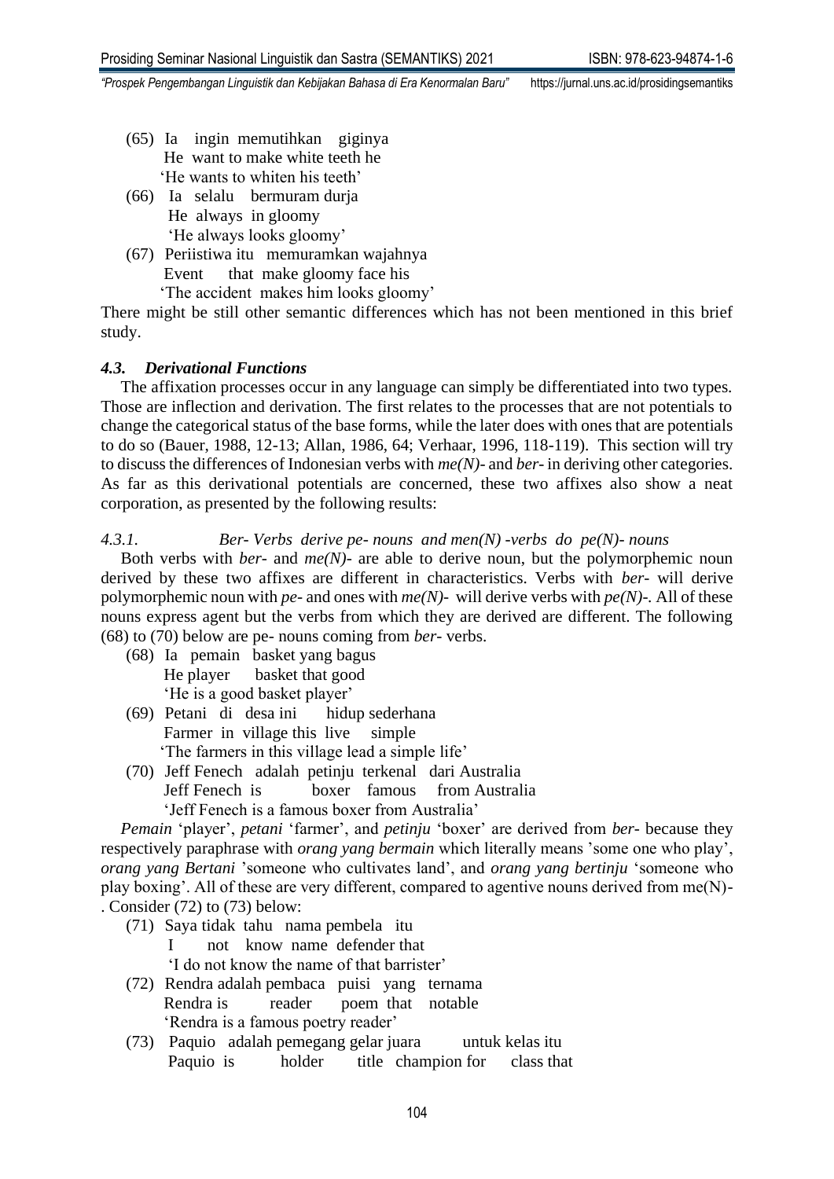(65) Ia ingin memutihkan giginya
He want to make white teeth he
'He wants to whiten his teeth'

(66) Ia selalu bermuram durja
He always in gloomy
'He always looks gloomy'

(67) Periistiwa itu memuramkan wajahnya
Event that make gloomy face his
'The accident makes him looks gloomy'

There might be still other semantic differences which has not been mentioned in this brief study.

### *4.3. Derivational Functions*

The affixation processes occur in any language can simply be differentiated into two types. Those are inflection and derivation. The first relates to the processes that are not potentials to change the categorical status of the base forms, while the later does with ones that are potentials to do so (Bauer, 1988, 12-13; Allan, 1986, 64; Verhaar, 1996, 118-119). This section will try to discuss the differences of Indonesian verbs with *me(N)-* and *ber-* in deriving other categories. As far as this derivational potentials are concerned, these two affixes also show a neat corporation, as presented by the following results:

#### *4.3.1. Ber- Verbs derive pe- nouns and men(N) -verbs do pe(N)- nouns*

Both verbs with *ber-* and *me(N)-* are able to derive noun, but the polymorphemic noun derived by these two affixes are different in characteristics. Verbs with *ber-* will derive polymorphemic noun with *pe-* and ones with *me(N)-* will derive verbs with *pe(N)-*. All of these nouns express agent but the verbs from which they are derived are different. The following (68) to (70) below are pe- nouns coming from *ber-* verbs.

(68) Ia pemain basket yang bagus
He player basket that good
'He is a good basket player'

(69) Petani di desa ini hidup sederhana
Farmer in village this live simple
'The farmers in this village lead a simple life'

(70) Jeff Fenech adalah petinju terkenal dari Australia
Jeff Fenech is boxer famous from Australia
'Jeff Fenech is a famous boxer from Australia'

*Pemain* 'player', *petani* 'farmer', and *petinju* 'boxer' are derived from *ber-* because they respectively paraphrase with *orang yang bermain* which literally means 'some one who play', *orang yang Bertani* 'someone who cultivates land', and *orang yang bertinju* 'someone who play boxing'. All of these are very different, compared to agentive nouns derived from me(N)-. Consider (72) to (73) below:

(71) Saya tidak tahu nama pembela itu
I not know name defender that
'I do not know the name of that barrister'

(72) Rendra adalah pembaca puisi yang ternama
Rendra is reader poem that notable
'Rendra is a famous poetry reader'

(73) Paquio adalah pemegang gelar juara untuk kelas itu
Paquio is holder title champion for class that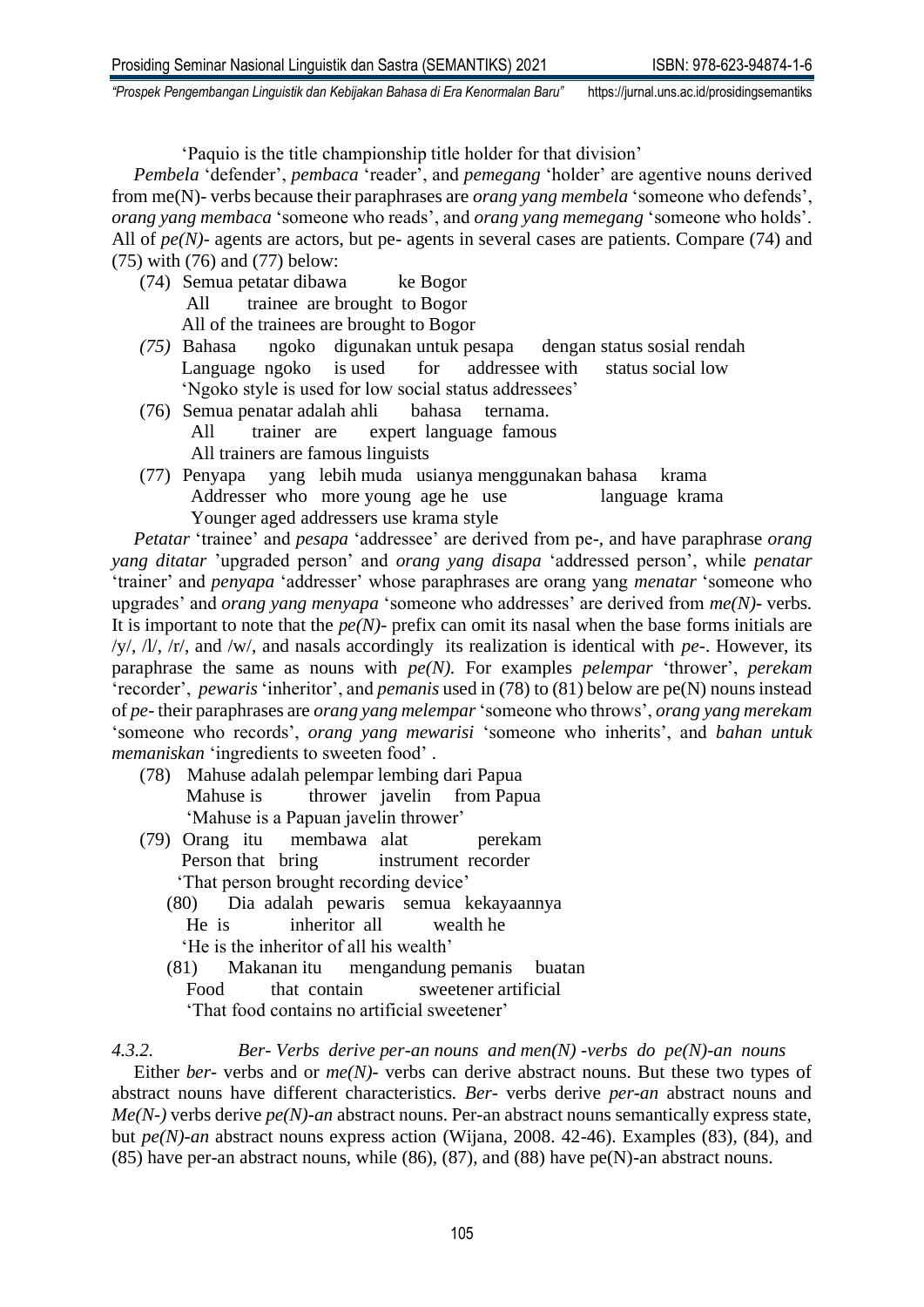'Paquio is the title championship title holder for that division'

*Pembela* 'defender', *pembaca* 'reader', and *pemegang* 'holder' are agentive nouns derived from me(N)- verbs because their paraphrases are *orang yang membela* 'someone who defends', *orang yang membaca* 'someone who reads', and *orang yang memegang* 'someone who holds'. All of *pe(N)-* agents are actors, but pe- agents in several cases are patients. Compare (74) and (75) with (76) and (77) below:

(74) Semua petatar dibawa ke Bogor
All trainee are brought to Bogor
All of the trainees are brought to Bogor

*(75)* Bahasa ngoko digunakan untuk pesapa dengan status sosial rendah
Language ngoko is used for addressee with status social low
'Ngoko style is used for low social status addressees'

(76) Semua penatar adalah ahli bahasa ternama.
All trainer are expert language famous
All trainers are famous linguists

(77) Penyapa yang lebih muda usianya menggunakan bahasa krama
Addresser who more young age he use language krama
Younger aged addressers use krama style

*Petatar* 'trainee' and *pesapa* 'addressee' are derived from pe-, and have paraphrase *orang yang ditatar* 'upgraded person' and *orang yang disapa* 'addressed person', while *penatar* 'trainer' and *penyapa* 'addresser' whose paraphrases are orang yang *menatar* 'someone who upgrades' and *orang yang menyapa* 'someone who addresses' are derived from *me(N)-* verbs. It is important to note that the *pe(N)-* prefix can omit its nasal when the base forms initials are /y/, /l/, /r/, and /w/, and nasals accordingly its realization is identical with *pe-*. However, its paraphrase the same as nouns with *pe(N).* For examples *pelempar* 'thrower', *perekam* 'recorder', *pewaris* 'inheritor', and *pemanis* used in (78) to (81) below are pe(N) nouns instead of *pe-* their paraphrases are *orang yang melempar* 'someone who throws', *orang yang merekam* 'someone who records', *orang yang mewarisi* 'someone who inherits', and *bahan untuk memaniskan* 'ingredients to sweeten food' .

(78) Mahuse adalah pelempar lembing dari Papua
Mahuse is thrower javelin from Papua
'Mahuse is a Papuan javelin thrower'

(79) Orang itu membawa alat perekam
Person that bring instrument recorder
'That person brought recording device'

(80) Dia adalah pewaris semua kekayaannya
He is inheritor all wealth he
'He is the inheritor of all his wealth'

(81) Makanan itu mengandung pemanis buatan
Food that contain sweetener artificial
'That food contains no artificial sweetener'

*4.3.2. Ber- Verbs derive per-an nouns and men(N) -verbs do pe(N)-an nouns*

Either *ber-* verbs and or *me(N)-* verbs can derive abstract nouns. But these two types of abstract nouns have different characteristics. *Ber-* verbs derive *per-an* abstract nouns and *Me(N-)* verbs derive *pe(N)-an* abstract nouns. Per-an abstract nouns semantically express state, but *pe(N)-an* abstract nouns express action (Wijana, 2008. 42-46). Examples (83), (84), and (85) have per-an abstract nouns, while (86), (87), and (88) have pe(N)-an abstract nouns.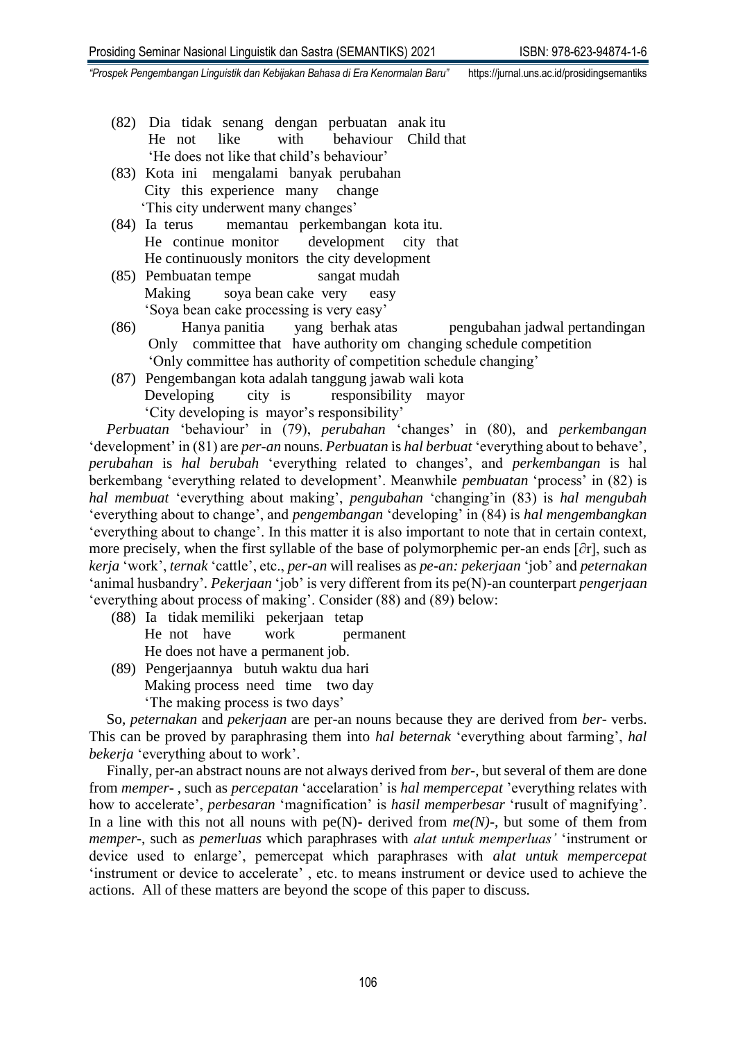(82) Dia tidak senang dengan perbuatan anak itu
He not like with behaviour Child that
'He does not like that child's behaviour'

(83) Kota ini mengalami banyak perubahan
City this experience many change
'This city underwent many changes'

(84) Ia terus memantau perkembangan kota itu.
He continue monitor development city that
He continuously monitors the city development

(85) Pembuatan tempe sangat mudah
Making soya bean cake very easy
'Soya bean cake processing is very easy'

(86) Hanya panitia yang berhak atas pengubahan jadwal pertandingan
Only committee that have authority om changing schedule competition
'Only committee has authority of competition schedule changing'

(87) Pengembangan kota adalah tanggung jawab wali kota
Developing city is responsibility mayor
'City developing is mayor's responsibility'

*Perbuatan* 'behaviour' in (79), *perubahan* 'changes' in (80), and *perkembangan* 'development' in (81) are *per-an* nouns. *Perbuatan* is *hal berbuat* 'everything about to behave', *perubahan* is *hal berubah* 'everything related to changes', and *perkembangan* is hal berkembang 'everything related to development'. Meanwhile *pembuatan* 'process' in (82) is *hal membuat* 'everything about making', *pengubahan* 'changing'in (83) is *hal mengubah* 'everything about to change', and *pengembangan* 'developing' in (84) is *hal mengembangkan* 'everything about to change'. In this matter it is also important to note that in certain context, more precisely, when the first syllable of the base of polymorphemic per-an ends [∂r], such as *kerja* 'work', *ternak* 'cattle', etc., *per-an* will realises as *pe-an: pekerjaan* 'job' and *peternakan* 'animal husbandry'. *Pekerjaan* 'job' is very different from its pe(N)-an counterpart *pengerjaan* 'everything about process of making'. Consider (88) and (89) below:

(88) Ia tidak memiliki pekerjaan tetap
He not have work permanent
He does not have a permanent job.

(89) Pengerjaannya butuh waktu dua hari
Making process need time two day
'The making process is two days'

So, *peternakan* and *pekerjaan* are per-an nouns because they are derived from *ber-* verbs. This can be proved by paraphrasing them into *hal beternak* 'everything about farming', *hal bekerja* 'everything about to work'.

Finally, per-an abstract nouns are not always derived from *ber-*, but several of them are done from *memper-* , such as *percepatan* 'accelaration' is *hal mempercepat* 'everything relates with how to accelerate', *perbesaran* 'magnification' is *hasil memperbesar* 'rusult of magnifying'. In a line with this not all nouns with pe(N)- derived from *me(N)-*, but some of them from *memper-*, such as *pemerluas* which paraphrases with *alat untuk memperluas'* 'instrument or device used to enlarge', pemercepat which paraphrases with *alat untuk mempercepat* 'instrument or device to accelerate' , etc. to means instrument or device used to achieve the actions. All of these matters are beyond the scope of this paper to discuss.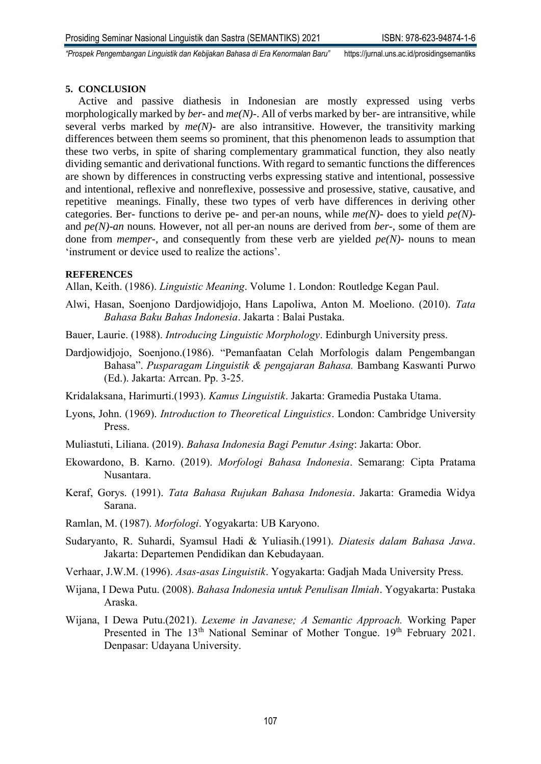## 5. CONCLUSION

Active and passive diathesis in Indonesian are mostly expressed using verbs morphologically marked by *ber-* and *me(N)-*. All of verbs marked by ber- are intransitive, while several verbs marked by *me(N)-* are also intransitive. However, the transitivity marking differences between them seems so prominent, that this phenomenon leads to assumption that these two verbs, in spite of sharing complementary grammatical function, they also neatly dividing semantic and derivational functions. With regard to semantic functions the differences are shown by differences in constructing verbs expressing stative and intentional, possessive and intentional, reflexive and nonreflexive, possessive and prosessive, stative, causative, and repetitive meanings. Finally, these two types of verb have differences in deriving other categories. Ber- functions to derive pe- and per-an nouns, while *me(N)-* does to yield *pe(N)-* and *pe(N)-an* nouns. However, not all per-an nouns are derived from *ber-*, some of them are done from *memper-*, and consequently from these verb are yielded *pe(N)-* nouns to mean 'instrument or device used to realize the actions'.

## REFERENCES

Allan, Keith. (1986). *Linguistic Meaning*. Volume 1. London: Routledge Kegan Paul.

Alwi, Hasan, Soenjono Dardjowidjojo, Hans Lapoliwa, Anton M. Moeliono. (2010). *Tata Bahasa Baku Bahas Indonesia*. Jakarta : Balai Pustaka.

Bauer, Laurie. (1988). *Introducing Linguistic Morphology*. Edinburgh University press.

Dardjowidjojo, Soenjono.(1986). "Pemanfaatan Celah Morfologis dalam Pengembangan Bahasa". *Pusparagam Linguistik & pengajaran Bahasa.* Bambang Kaswanti Purwo (Ed.). Jakarta: Arrcan. Pp. 3-25.

Kridalaksana, Harimurti.(1993). *Kamus Linguistik*. Jakarta: Gramedia Pustaka Utama.

Lyons, John. (1969). *Introduction to Theoretical Linguistics*. London: Cambridge University Press.

Muliastuti, Liliana. (2019). *Bahasa Indonesia Bagi Penutur Asing*: Jakarta: Obor.

Ekowardono, B. Karno. (2019). *Morfologi Bahasa Indonesia*. Semarang: Cipta Pratama Nusantara.

Keraf, Gorys. (1991). *Tata Bahasa Rujukan Bahasa Indonesia*. Jakarta: Gramedia Widya Sarana.

Ramlan, M. (1987). *Morfologi*. Yogyakarta: UB Karyono.

Sudaryanto, R. Suhardi, Syamsul Hadi & Yuliasih.(1991). *Diatesis dalam Bahasa Jawa*. Jakarta: Departemen Pendidikan dan Kebudayaan.

Verhaar, J.W.M. (1996). *Asas-asas Linguistik*. Yogyakarta: Gadjah Mada University Press.

Wijana, I Dewa Putu. (2008). *Bahasa Indonesia untuk Penulisan Ilmiah*. Yogyakarta: Pustaka Araska.

Wijana, I Dewa Putu.(2021). *Lexeme in Javanese; A Semantic Approach.* Working Paper Presented in The 13th National Seminar of Mother Tongue. 19th February 2021. Denpasar: Udayana University.